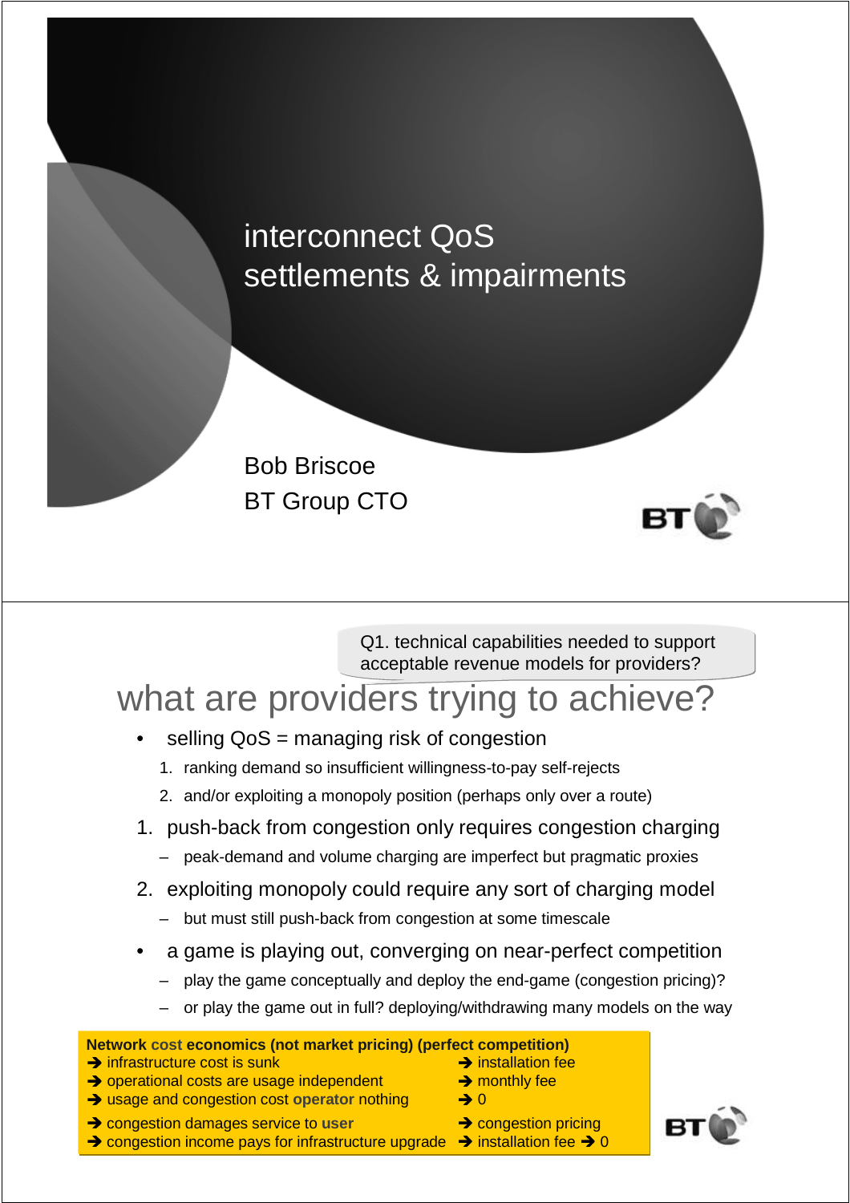# interconnect QoS settlements & impairments

Bob Briscoe
BT Group CTO

---

Q1. technical capabilities needed to support acceptable revenue models for providers?

## what are providers trying to achieve?

- selling QoS = managing risk of congestion
  1. ranking demand so insufficient willingness-to-pay self-rejects
  2. and/or exploiting a monopoly position (perhaps only over a route)

1. push-back from congestion only requires congestion charging
   - peak-demand and volume charging are imperfect but pragmatic proxies
2. exploiting monopoly could require any sort of charging model
   - but must still push-back from congestion at some timescale

- a game is playing out, converging on near-perfect competition
  - play the game conceptually and deploy the end-game (congestion pricing)?
  - or play the game out in full? deploying/withdrawing many models on the way

**Network cost economics (not market pricing) (perfect competition)**

| | |
|---|---|
| ➔ infrastructure cost is sunk | ➔ installation fee |
| ➔ operational costs are usage independent | ➔ monthly fee |
| ➔ usage and congestion cost **operator** nothing | ➔ 0 |
| ➔ congestion damages service to **user** | ➔ congestion pricing |
| ➔ congestion income pays for infrastructure upgrade | ➔ installation fee ➔ 0 |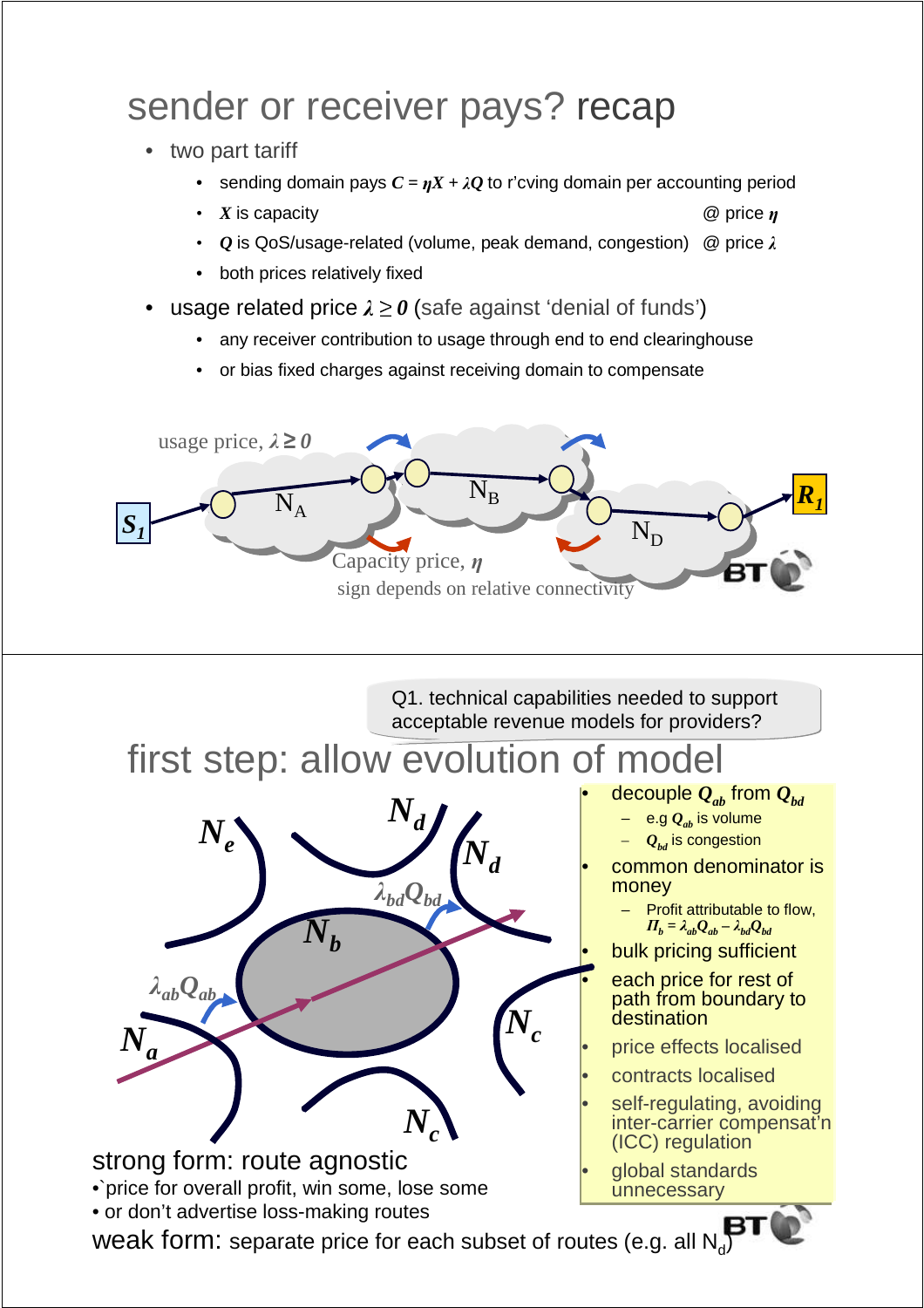## sender or receiver pays? recap

- two part tariff
  - sending domain pays $C = \eta X + \lambda Q$ to r'cving domain per accounting period
  - $X$ is capacity @ price $\eta$
  - $Q$ is QoS/usage-related (volume, peak demand, congestion) @ price $\lambda$
  - both prices relatively fixed
- usage related price $\lambda \geq 0$ (safe against 'denial of funds')
  - any receiver contribution to usage through end to end clearinghouse
  - or bias fixed charges against receiving domain to compensate

usage price, $\lambda \geq 0$

$S_1$ → $N_A$ → $N_B$ → $N_D$ → $R_1$

Capacity price, $\eta$

sign depends on relative connectivity

---

Q1. technical capabilities needed to support acceptable revenue models for providers?

## first step: allow evolution of model

$N_e$, $N_d$, $N_d$, $N_b$, $N_a$, $N_c$, $N_c$

$\lambda_{bd}Q_{bd}$

$\lambda_{ab}Q_{ab}$

- decouple $Q_{ab}$ from $Q_{bd}$
  - e.g $Q_{ab}$ is volume
  - $Q_{bd}$ is congestion
- common denominator is money
  - Profit attributable to flow, $\Pi_b = \lambda_{ab}Q_{ab} - \lambda_{bd}Q_{bd}$
- bulk pricing sufficient
- each price for rest of path from boundary to destination
- price effects localised
- contracts localised
- self-regulating, avoiding inter-carrier compensat'n (ICC) regulation
- global standards unnecessary

strong form: route agnostic

- `price for overall profit, win some, lose some
- or don't advertise loss-making routes

weak form: separate price for each subset of routes (e.g. all $N_d$)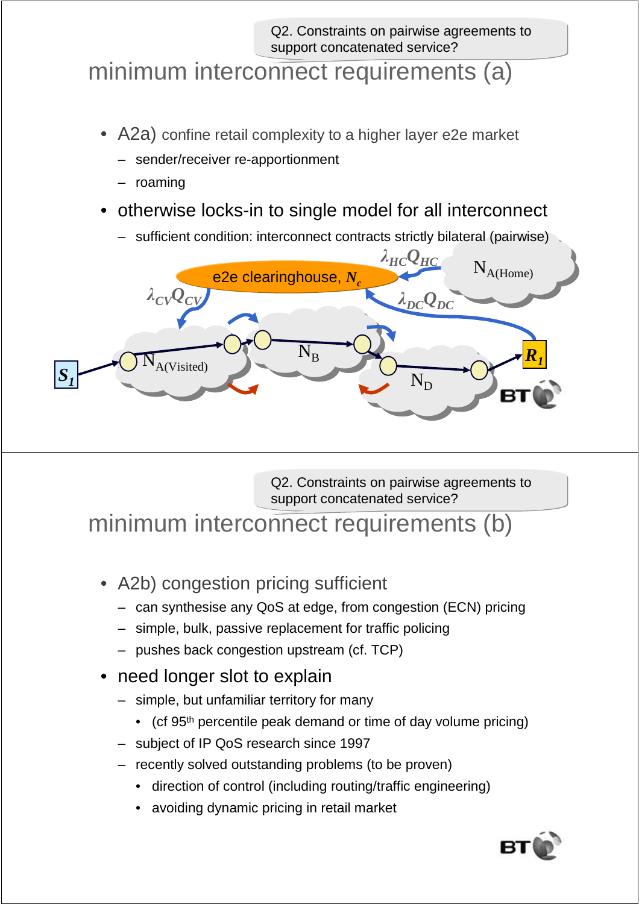Q2. Constraints on pairwise agreements to support concatenated service?

## minimum interconnect requirements (a)

- A2a) confine retail complexity to a higher layer e2e market
  - sender/receiver re-apportionment
  - roaming
- otherwise locks-in to single model for all interconnect
  - sufficient condition: interconnect contracts strictly bilateral (pairwise)

e2e clearinghouse, $N_c$

$\lambda_{HC}Q_{HC}$

$N_{A(Home)}$

$\lambda_{CV}Q_{CV}$

$\lambda_{DC}Q_{DC}$

$S_1$ $N_{A(Visited)}$ $N_B$ $N_D$ $R_1$

---

Q2. Constraints on pairwise agreements to support concatenated service?

## minimum interconnect requirements (b)

- A2b) congestion pricing sufficient
  - can synthesise any QoS at edge, from congestion (ECN) pricing
  - simple, bulk, passive replacement for traffic policing
  - pushes back congestion upstream (cf. TCP)
- need longer slot to explain
  - simple, but unfamiliar territory for many
    - (cf 95th percentile peak demand or time of day volume pricing)
  - subject of IP QoS research since 1997
  - recently solved outstanding problems (to be proven)
    - direction of control (including routing/traffic engineering)
    - avoiding dynamic pricing in retail market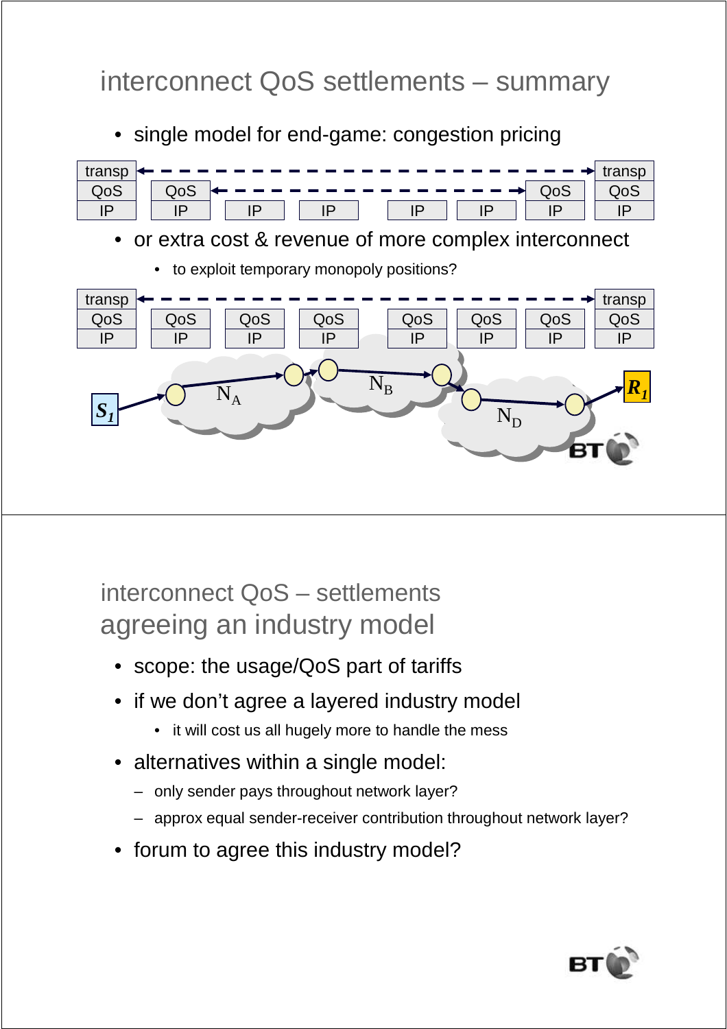## interconnect QoS settlements – summary

- single model for end-game: congestion pricing

| transp | | | | | | | transp |
|---|---|---|---|---|---|---|---|
| QoS | QoS | | | | | QoS | QoS |
| IP | IP | IP | IP | IP | IP | IP | IP |

- or extra cost & revenue of more complex interconnect
  - to exploit temporary monopoly positions?

| transp | | | | | | | transp |
|---|---|---|---|---|---|---|---|
| QoS | QoS | QoS | QoS | QoS | QoS | QoS | QoS |
| IP | IP | IP | IP | IP | IP | IP | IP |

$S_1$ → $N_A$ → $N_B$ → $N_D$ → $R_1$

## interconnect QoS – settlements agreeing an industry model

- scope: the usage/QoS part of tariffs
- if we don't agree a layered industry model
  - it will cost us all hugely more to handle the mess
- alternatives within a single model:
  - only sender pays throughout network layer?
  - approx equal sender-receiver contribution throughout network layer?
- forum to agree this industry model?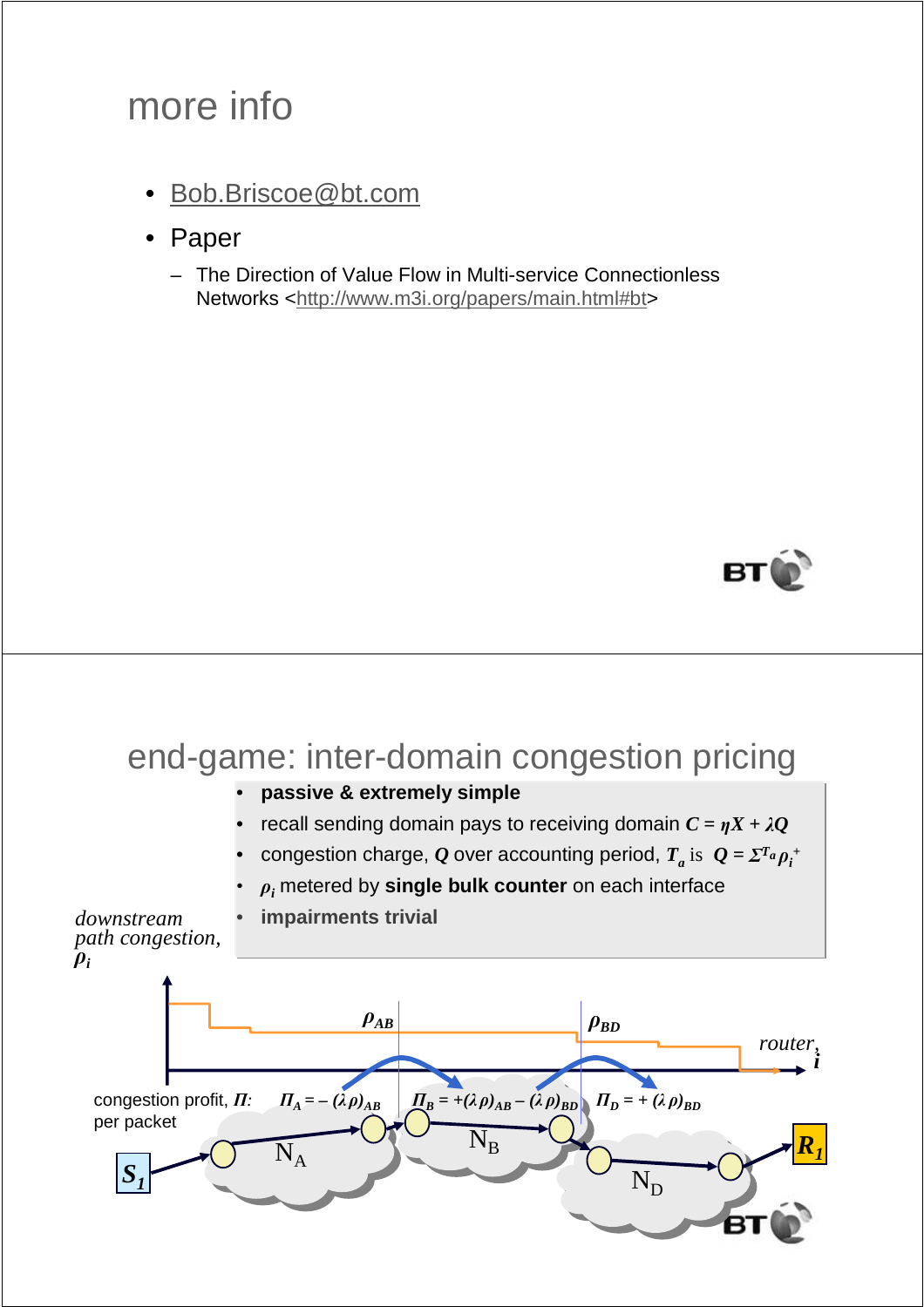# more info

- Bob.Briscoe@bt.com
- Paper
  - The Direction of Value Flow in Multi-service Connectionless Networks <http://www.m3i.org/papers/main.html#bt>

# end-game: inter-domain congestion pricing

- **passive & extremely simple**
- recall sending domain pays to receiving domain $C = \eta X + \lambda Q$
- congestion charge, $Q$ over accounting period, $T_a$ is $Q = \Sigma^{T_a} \rho_i^+$
- $\rho_i$ metered by **single bulk counter** on each interface
- **impairments trivial**

downstream path congestion, $\rho_i$

$\rho_{AB}$

$\rho_{BD}$

router, $i$

congestion profit, $\Pi$: per packet

$\Pi_A = -(\lambda\rho)_{AB}$

$\Pi_B = +(\lambda\rho)_{AB} - (\lambda\rho)_{BD}$

$\Pi_D = +(\lambda\rho)_{BD}$

$S_1$

$N_A$

$N_B$

$N_D$

$R_1$